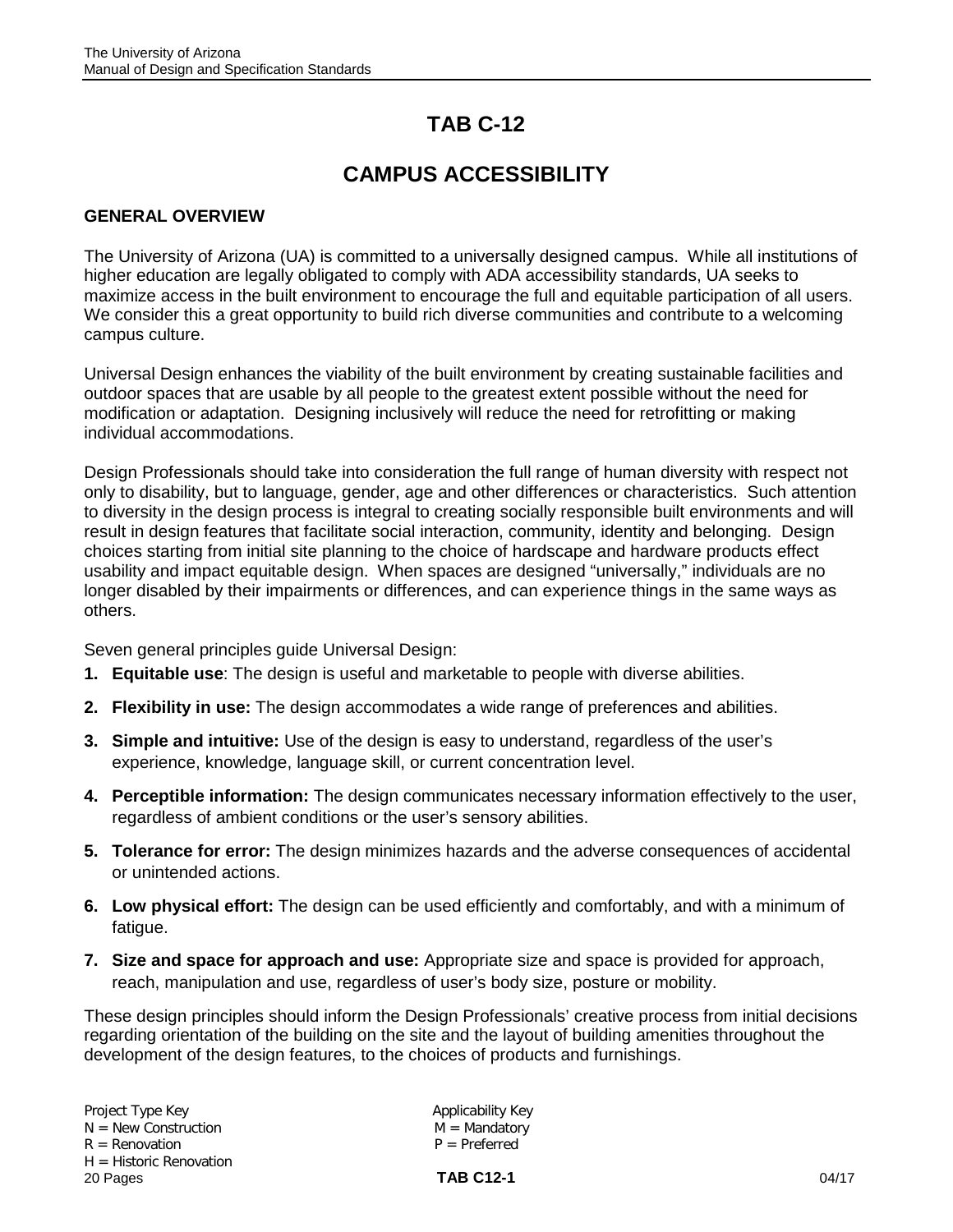# TAB C-12

# CAMPUS ACCESSIBILITY

## GENERAL OVERVIEW

The University of Arizona (UA) is committed to a universally designed campus. While all institutions of higher education are legally obligated to comply with ADA accessibility standards, UA seeks to maximize access in the built environment to encourage the full and equitable participation of all users. We consider this a great opportunity to build rich diverse communities and contribute to a welcoming campus culture.

Universal Design enhances the viability of the built environment by creating sustainable facilities and outdoor spaces that are usable by all people to the greatest extent possible without the need for modification or adaptation. Designing inclusively will reduce the need for retrofitting or making individual accommodations.

Design Professionals should take into consideration the full range of human diversity with respect not only to disability, but to language, gender, age and other differences or characteristics. Such attention to diversity in the design process is integral to creating socially responsible built environments and will result in design features that facilitate social interaction, community, identity and belonging. Design choices starting from initial site planning to the choice of hardscape and hardware products effect usability and impact equitable design. When spaces are designed "universally," individuals are no longer disabled by their impairments or differences, and can experience things in the same ways as others.

Seven general principles guide Universal Design:

1. **Equitable use**: The design is useful and marketable to people with diverse abilities.
2. **Flexibility in use:** The design accommodates a wide range of preferences and abilities.
3. **Simple and intuitive:** Use of the design is easy to understand, regardless of the user's experience, knowledge, language skill, or current concentration level.
4. **Perceptible information:** The design communicates necessary information effectively to the user, regardless of ambient conditions or the user's sensory abilities.
5. **Tolerance for error:** The design minimizes hazards and the adverse consequences of accidental or unintended actions.
6. **Low physical effort:** The design can be used efficiently and comfortably, and with a minimum of fatigue.
7. **Size and space for approach and use:** Appropriate size and space is provided for approach, reach, manipulation and use, regardless of user's body size, posture or mobility.

These design principles should inform the Design Professionals' creative process from initial decisions regarding orientation of the building on the site and the layout of building amenities throughout the development of the design features, to the choices of products and furnishings.

Project Type Key
N = New Construction
R = Renovation
H = Historic Renovation

Applicability Key
M = Mandatory
P = Preferred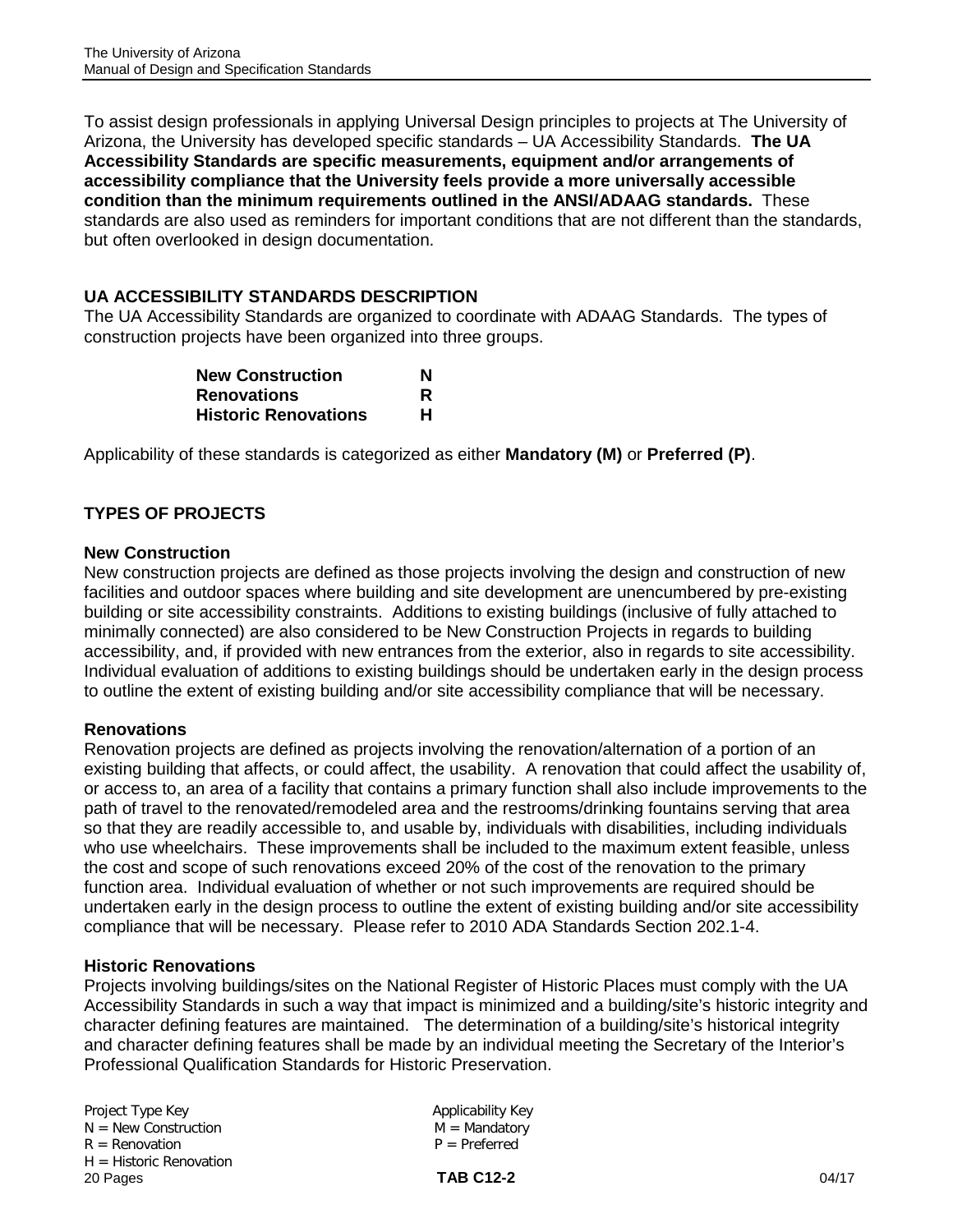To assist design professionals in applying Universal Design principles to projects at The University of Arizona, the University has developed specific standards – UA Accessibility Standards. **The UA Accessibility Standards are specific measurements, equipment and/or arrangements of accessibility compliance that the University feels provide a more universally accessible condition than the minimum requirements outlined in the ANSI/ADAAG standards.** These standards are also used as reminders for important conditions that are not different than the standards, but often overlooked in design documentation.

## UA ACCESSIBILITY STANDARDS DESCRIPTION

The UA Accessibility Standards are organized to coordinate with ADAAG Standards. The types of construction projects have been organized into three groups.

| | |
|---|---|
| **New Construction** | **N** |
| **Renovations** | **R** |
| **Historic Renovations** | **H** |

Applicability of these standards is categorized as either **Mandatory (M)** or **Preferred (P)**.

## TYPES OF PROJECTS

### New Construction

New construction projects are defined as those projects involving the design and construction of new facilities and outdoor spaces where building and site development are unencumbered by pre-existing building or site accessibility constraints. Additions to existing buildings (inclusive of fully attached to minimally connected) are also considered to be New Construction Projects in regards to building accessibility, and, if provided with new entrances from the exterior, also in regards to site accessibility. Individual evaluation of additions to existing buildings should be undertaken early in the design process to outline the extent of existing building and/or site accessibility compliance that will be necessary.

### Renovations

Renovation projects are defined as projects involving the renovation/alternation of a portion of an existing building that affects, or could affect, the usability. A renovation that could affect the usability of, or access to, an area of a facility that contains a primary function shall also include improvements to the path of travel to the renovated/remodeled area and the restrooms/drinking fountains serving that area so that they are readily accessible to, and usable by, individuals with disabilities, including individuals who use wheelchairs. These improvements shall be included to the maximum extent feasible, unless the cost and scope of such renovations exceed 20% of the cost of the renovation to the primary function area. Individual evaluation of whether or not such improvements are required should be undertaken early in the design process to outline the extent of existing building and/or site accessibility compliance that will be necessary. Please refer to 2010 ADA Standards Section 202.1-4.

### Historic Renovations

Projects involving buildings/sites on the National Register of Historic Places must comply with the UA Accessibility Standards in such a way that impact is minimized and a building/site's historic integrity and character defining features are maintained. The determination of a building/site's historical integrity and character defining features shall be made by an individual meeting the Secretary of the Interior's Professional Qualification Standards for Historic Preservation.

Project Type Key
N = New Construction
R = Renovation
H = Historic Renovation

Applicability Key
M = Mandatory
P = Preferred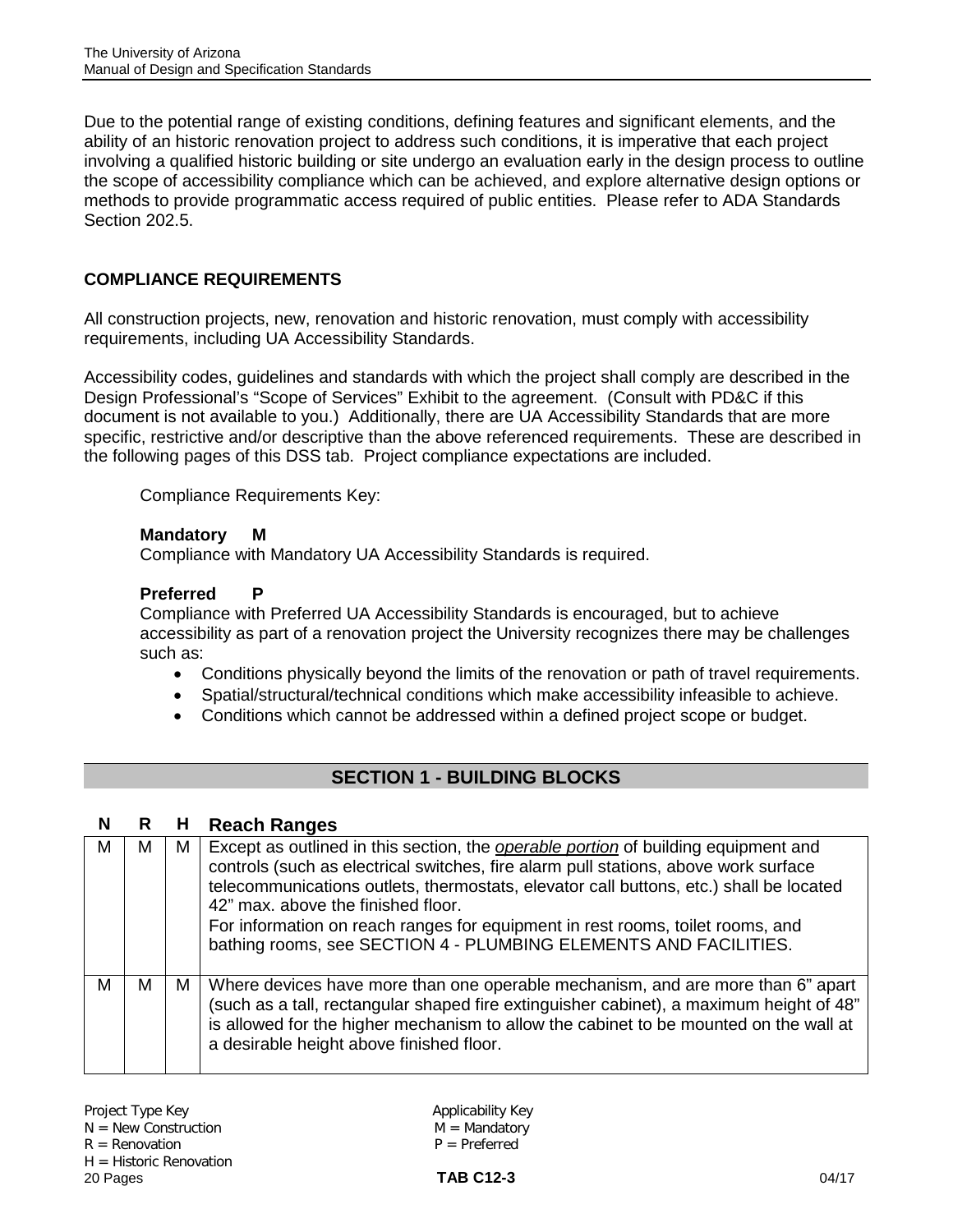Due to the potential range of existing conditions, defining features and significant elements, and the ability of an historic renovation project to address such conditions, it is imperative that each project involving a qualified historic building or site undergo an evaluation early in the design process to outline the scope of accessibility compliance which can be achieved, and explore alternative design options or methods to provide programmatic access required of public entities. Please refer to ADA Standards Section 202.5.

## COMPLIANCE REQUIREMENTS

All construction projects, new, renovation and historic renovation, must comply with accessibility requirements, including UA Accessibility Standards.

Accessibility codes, guidelines and standards with which the project shall comply are described in the Design Professional's "Scope of Services" Exhibit to the agreement. (Consult with PD&C if this document is not available to you.) Additionally, there are UA Accessibility Standards that are more specific, restrictive and/or descriptive than the above referenced requirements. These are described in the following pages of this DSS tab. Project compliance expectations are included.

Compliance Requirements Key:

**Mandatory M**
Compliance with Mandatory UA Accessibility Standards is required.

**Preferred P**
Compliance with Preferred UA Accessibility Standards is encouraged, but to achieve accessibility as part of a renovation project the University recognizes there may be challenges such as:

- Conditions physically beyond the limits of the renovation or path of travel requirements.
- Spatial/structural/technical conditions which make accessibility infeasible to achieve.
- Conditions which cannot be addressed within a defined project scope or budget.

## SECTION 1 - BUILDING BLOCKS

| N | R | H | Reach Ranges |
|---|---|---|---|
| M | M | M | Except as outlined in this section, the ***operable portion*** of building equipment and controls (such as electrical switches, fire alarm pull stations, above work surface telecommunications outlets, thermostats, elevator call buttons, etc.) shall be located 42" max. above the finished floor.<br>For information on reach ranges for equipment in rest rooms, toilet rooms, and bathing rooms, see SECTION 4 - PLUMBING ELEMENTS AND FACILITIES. |
| M | M | M | Where devices have more than one operable mechanism, and are more than 6" apart (such as a tall, rectangular shaped fire extinguisher cabinet), a maximum height of 48" is allowed for the higher mechanism to allow the cabinet to be mounted on the wall at a desirable height above finished floor. |

Project Type Key
N = New Construction
R = Renovation
H = Historic Renovation

Applicability Key
M = Mandatory
P = Preferred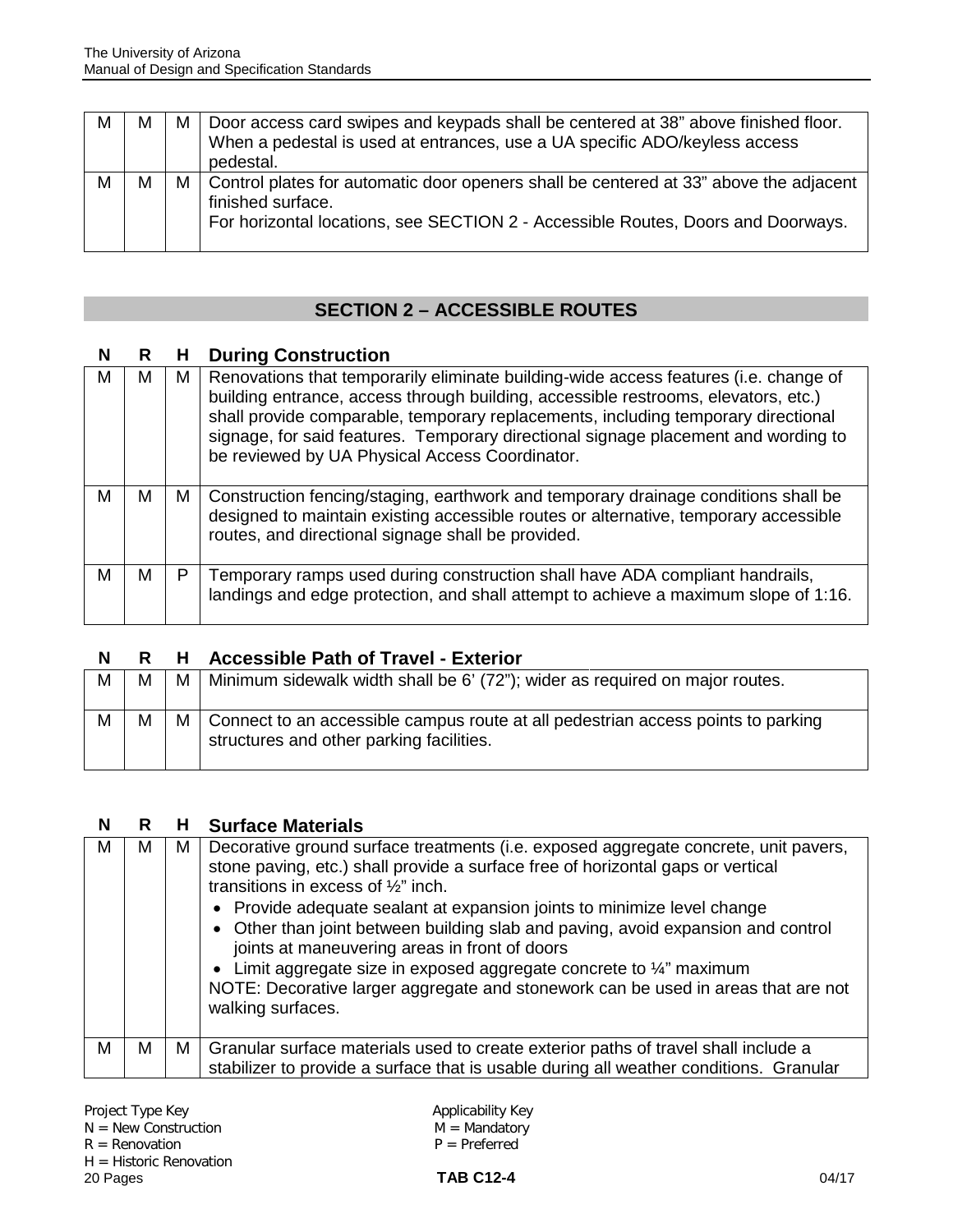| M | M | M | Door access card swipes and keypads shall be centered at 38" above finished floor. When a pedestal is used at entrances, use a UA specific ADO/keyless access pedestal. |
|---|---|---|---|
| M | M | M | Control plates for automatic door openers shall be centered at 33" above the adjacent finished surface.<br>For horizontal locations, see SECTION 2 - Accessible Routes, Doors and Doorways. |

## SECTION 2 – ACCESSIBLE ROUTES

| N | R | H | During Construction |
|---|---|---|---|
| M | M | M | Renovations that temporarily eliminate building-wide access features (i.e. change of building entrance, access through building, accessible restrooms, elevators, etc.) shall provide comparable, temporary replacements, including temporary directional signage, for said features. Temporary directional signage placement and wording to be reviewed by UA Physical Access Coordinator. |
| M | M | M | Construction fencing/staging, earthwork and temporary drainage conditions shall be designed to maintain existing accessible routes or alternative, temporary accessible routes, and directional signage shall be provided. |
| M | M | P | Temporary ramps used during construction shall have ADA compliant handrails, landings and edge protection, and shall attempt to achieve a maximum slope of 1:16. |

| N | R | H | Accessible Path of Travel - Exterior |
|---|---|---|---|
| M | M | M | Minimum sidewalk width shall be 6' (72"); wider as required on major routes. |
| M | M | M | Connect to an accessible campus route at all pedestrian access points to parking structures and other parking facilities. |

| N | R | H | Surface Materials |
|---|---|---|---|
| M | M | M | Decorative ground surface treatments (i.e. exposed aggregate concrete, unit pavers, stone paving, etc.) shall provide a surface free of horizontal gaps or vertical transitions in excess of ½" inch.<br>• Provide adequate sealant at expansion joints to minimize level change<br>• Other than joint between building slab and paving, avoid expansion and control joints at maneuvering areas in front of doors<br>• Limit aggregate size in exposed aggregate concrete to ¼" maximum<br>NOTE: Decorative larger aggregate and stonework can be used in areas that are not walking surfaces. |
| M | M | M | Granular surface materials used to create exterior paths of travel shall include a stabilizer to provide a surface that is usable during all weather conditions. Granular |

Project Type Key
N = New Construction
R = Renovation
H = Historic Renovation

Applicability Key
M = Mandatory
P = Preferred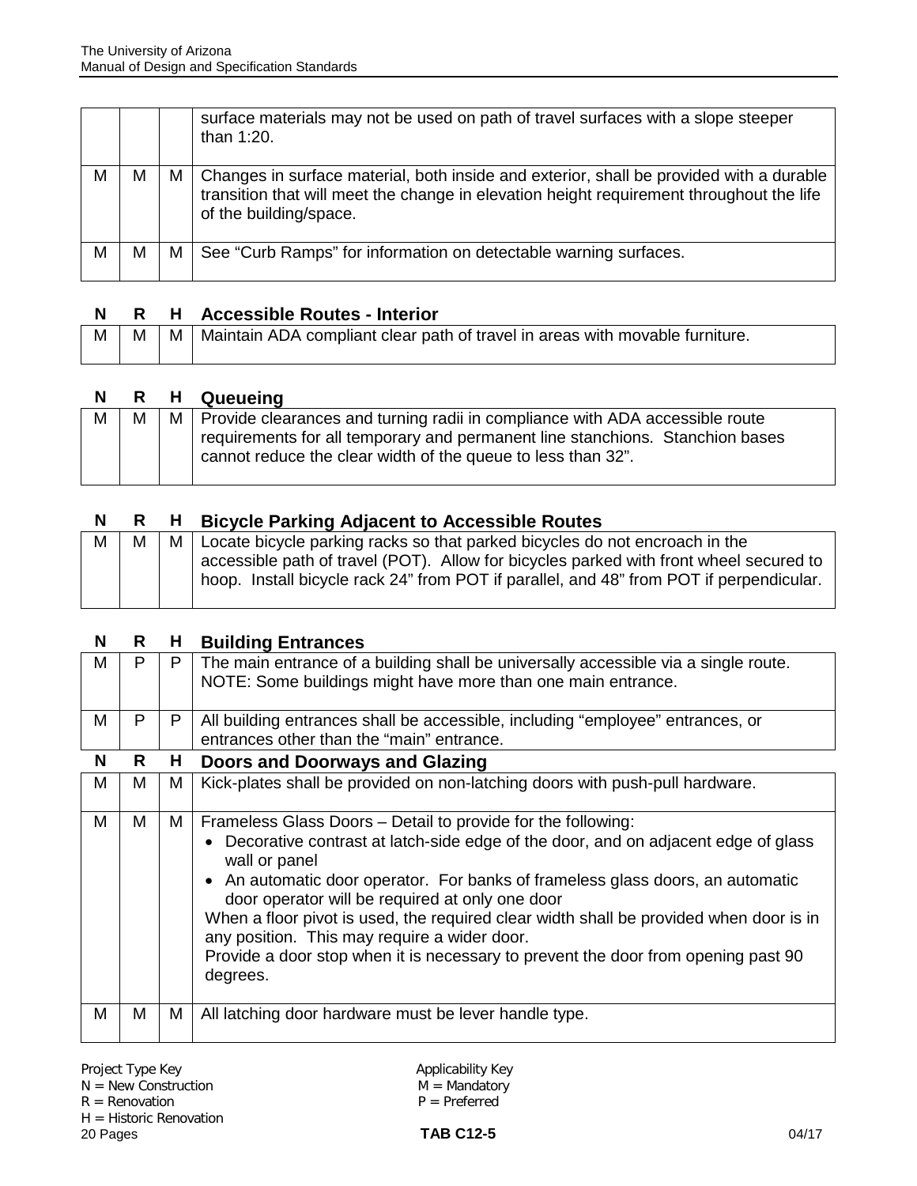| | | | |
|---|---|---|---|
| | | | surface materials may not be used on path of travel surfaces with a slope steeper than 1:20. |
| M | M | M | Changes in surface material, both inside and exterior, shall be provided with a durable transition that will meet the change in elevation height requirement throughout the life of the building/space. |
| M | M | M | See "Curb Ramps" for information on detectable warning surfaces. |

| N | R | H | Accessible Routes - Interior |
|---|---|---|---|
| M | M | M | Maintain ADA compliant clear path of travel in areas with movable furniture. |

| N | R | H | Queueing |
|---|---|---|---|
| M | M | M | Provide clearances and turning radii in compliance with ADA accessible route requirements for all temporary and permanent line stanchions. Stanchion bases cannot reduce the clear width of the queue to less than 32". |

| N | R | H | Bicycle Parking Adjacent to Accessible Routes |
|---|---|---|---|
| M | M | M | Locate bicycle parking racks so that parked bicycles do not encroach in the accessible path of travel (POT). Allow for bicycles parked with front wheel secured to hoop. Install bicycle rack 24" from POT if parallel, and 48" from POT if perpendicular. |

| N | R | H | Building Entrances |
|---|---|---|---|
| M | P | P | The main entrance of a building shall be universally accessible via a single route. NOTE: Some buildings might have more than one main entrance. |
| M | P | P | All building entrances shall be accessible, including "employee" entrances, or entrances other than the "main" entrance. |

| N | R | H | Doors and Doorways and Glazing |
|---|---|---|---|
| M | M | M | Kick-plates shall be provided on non-latching doors with push-pull hardware. |
| M | M | M | Frameless Glass Doors – Detail to provide for the following:<br>• Decorative contrast at latch-side edge of the door, and on adjacent edge of glass wall or panel<br>• An automatic door operator. For banks of frameless glass doors, an automatic door operator will be required at only one door<br>When a floor pivot is used, the required clear width shall be provided when door is in any position. This may require a wider door.<br>Provide a door stop when it is necessary to prevent the door from opening past 90 degrees. |
| M | M | M | All latching door hardware must be lever handle type. |

Project Type Key
N = New Construction
R = Renovation
H = Historic Renovation

Applicability Key
M = Mandatory
P = Preferred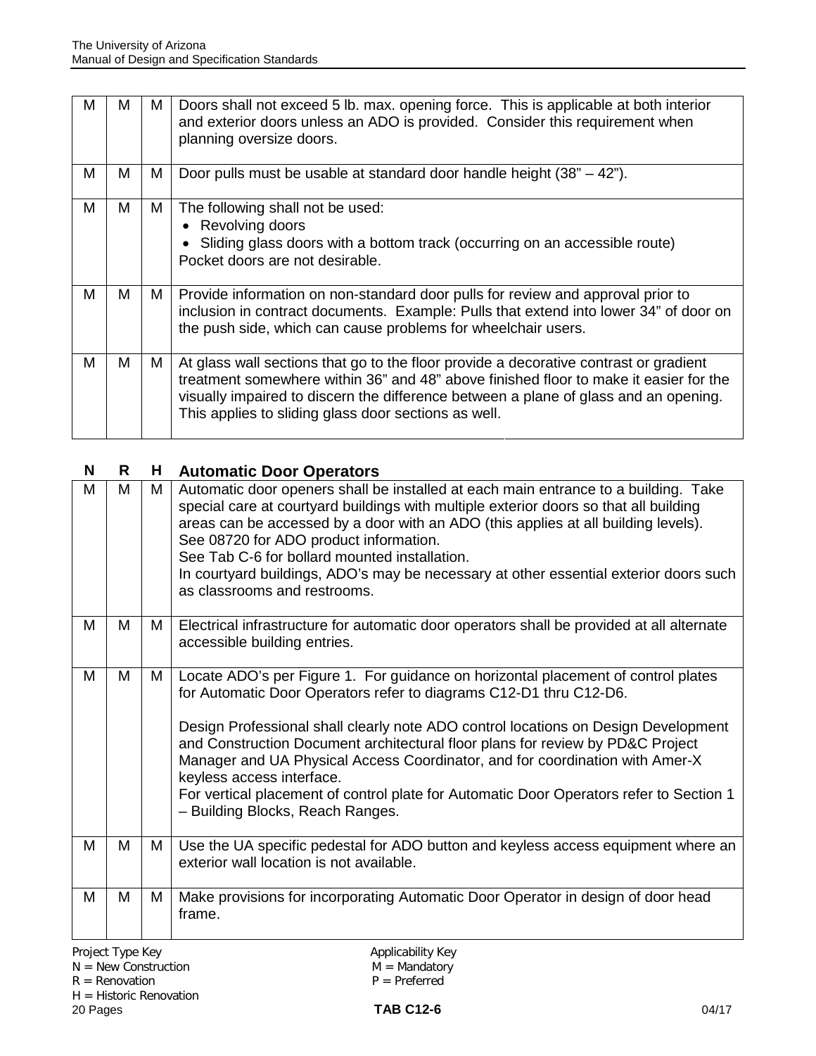| | | | |
|---|---|---|---|
| M | M | M | Doors shall not exceed 5 lb. max. opening force. This is applicable at both interior and exterior doors unless an ADO is provided. Consider this requirement when planning oversize doors. |
| M | M | M | Door pulls must be usable at standard door handle height (38" – 42"). |
| M | M | M | The following shall not be used:<br>• Revolving doors<br>• Sliding glass doors with a bottom track (occurring on an accessible route)<br>Pocket doors are not desirable. |
| M | M | M | Provide information on non-standard door pulls for review and approval prior to inclusion in contract documents. Example: Pulls that extend into lower 34" of door on the push side, which can cause problems for wheelchair users. |
| M | M | M | At glass wall sections that go to the floor provide a decorative contrast or gradient treatment somewhere within 36" and 48" above finished floor to make it easier for the visually impaired to discern the difference between a plane of glass and an opening. This applies to sliding glass door sections as well. |

| N | R | H | Automatic Door Operators |
|---|---|---|---|
| M | M | M | Automatic door openers shall be installed at each main entrance to a building. Take special care at courtyard buildings with multiple exterior doors so that all building areas can be accessed by a door with an ADO (this applies at all building levels).<br>See 08720 for ADO product information.<br>See Tab C-6 for bollard mounted installation.<br>In courtyard buildings, ADO's may be necessary at other essential exterior doors such as classrooms and restrooms. |
| M | M | M | Electrical infrastructure for automatic door operators shall be provided at all alternate accessible building entries. |
| M | M | M | Locate ADO's per Figure 1. For guidance on horizontal placement of control plates for Automatic Door Operators refer to diagrams C12-D1 thru C12-D6.<br><br>Design Professional shall clearly note ADO control locations on Design Development and Construction Document architectural floor plans for review by PD&C Project Manager and UA Physical Access Coordinator, and for coordination with Amer-X keyless access interface.<br>For vertical placement of control plate for Automatic Door Operators refer to Section 1 – Building Blocks, Reach Ranges. |
| M | M | M | Use the UA specific pedestal for ADO button and keyless access equipment where an exterior wall location is not available. |
| M | M | M | Make provisions for incorporating Automatic Door Operator in design of door head frame. |

Project Type Key
N = New Construction
R = Renovation
H = Historic Renovation

Applicability Key
M = Mandatory
P = Preferred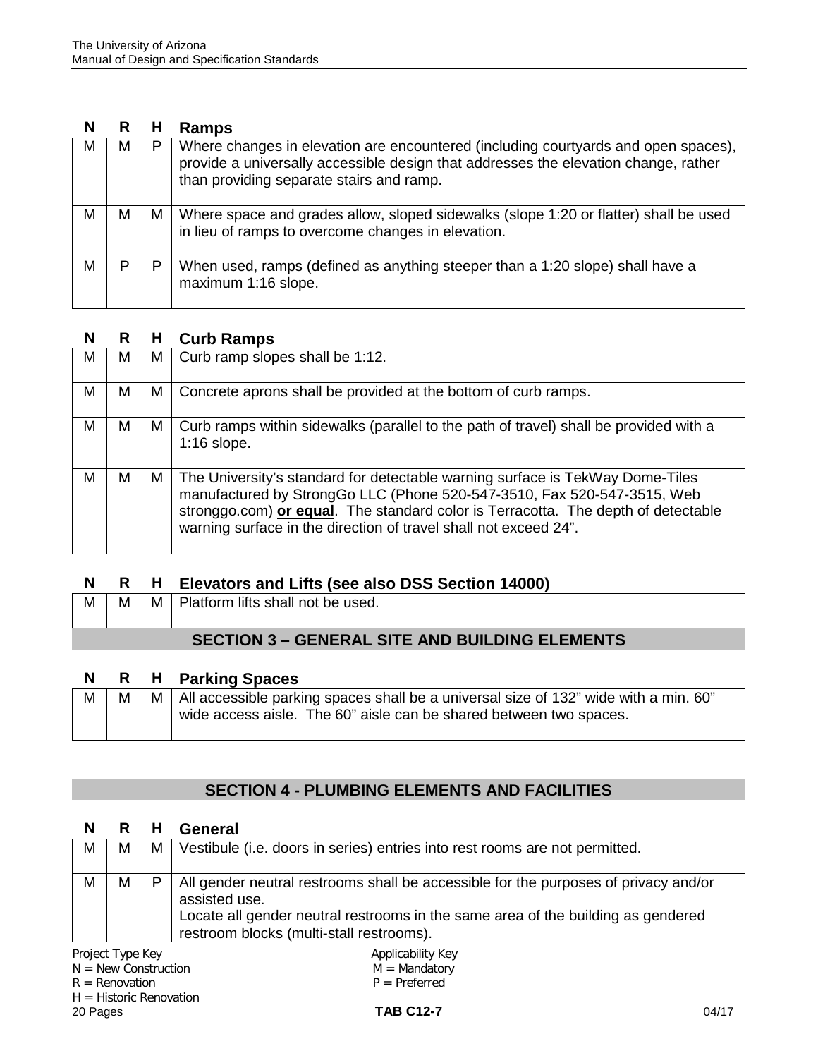| N | R | H | Ramps |
|---|---|---|---|
| M | M | P | Where changes in elevation are encountered (including courtyards and open spaces), provide a universally accessible design that addresses the elevation change, rather than providing separate stairs and ramp. |
| M | M | M | Where space and grades allow, sloped sidewalks (slope 1:20 or flatter) shall be used in lieu of ramps to overcome changes in elevation. |
| M | P | P | When used, ramps (defined as anything steeper than a 1:20 slope) shall have a maximum 1:16 slope. |

| N | R | H | Curb Ramps |
|---|---|---|---|
| M | M | M | Curb ramp slopes shall be 1:12. |
| M | M | M | Concrete aprons shall be provided at the bottom of curb ramps. |
| M | M | M | Curb ramps within sidewalks (parallel to the path of travel) shall be provided with a 1:16 slope. |
| M | M | M | The University's standard for detectable warning surface is TekWay Dome-Tiles manufactured by StrongGo LLC (Phone 520-547-3510, Fax 520-547-3515, Web stronggo.com) **or equal**. The standard color is Terracotta. The depth of detectable warning surface in the direction of travel shall not exceed 24". |

| N | R | H | Elevators and Lifts (see also DSS Section 14000) |
|---|---|---|---|
| M | M | M | Platform lifts shall not be used. |

## SECTION 3 – GENERAL SITE AND BUILDING ELEMENTS

| N | R | H | Parking Spaces |
|---|---|---|---|
| M | M | M | All accessible parking spaces shall be a universal size of 132" wide with a min. 60" wide access aisle. The 60" aisle can be shared between two spaces. |

## SECTION 4 - PLUMBING ELEMENTS AND FACILITIES

| N | R | H | General |
|---|---|---|---|
| M | M | M | Vestibule (i.e. doors in series) entries into rest rooms are not permitted. |
| M | M | P | All gender neutral restrooms shall be accessible for the purposes of privacy and/or assisted use.<br>Locate all gender neutral restrooms in the same area of the building as gendered restroom blocks (multi-stall restrooms). |

Project Type Key
N = New Construction
R = Renovation
H = Historic Renovation

Applicability Key
M = Mandatory
P = Preferred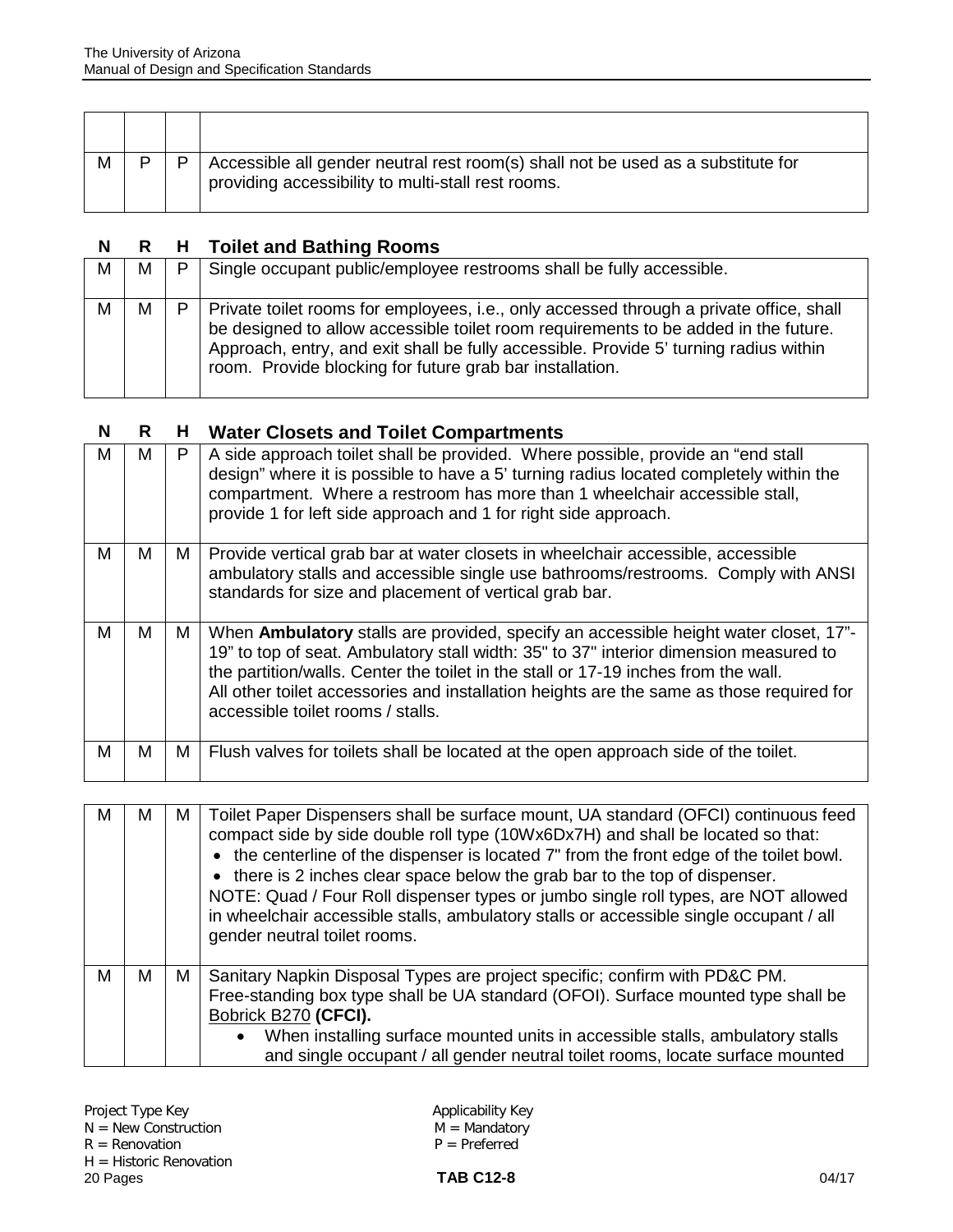| | | | |
|---|---|---|---|
| M | P | P | Accessible all gender neutral rest room(s) shall not be used as a substitute for providing accessibility to multi-stall rest rooms. |

| N | R | H | Toilet and Bathing Rooms |
|---|---|---|---|
| M | M | P | Single occupant public/employee restrooms shall be fully accessible. |
| M | M | P | Private toilet rooms for employees, i.e., only accessed through a private office, shall be designed to allow accessible toilet room requirements to be added in the future. Approach, entry, and exit shall be fully accessible. Provide 5' turning radius within room. Provide blocking for future grab bar installation. |

| N | R | H | Water Closets and Toilet Compartments |
|---|---|---|---|
| M | M | P | A side approach toilet shall be provided. Where possible, provide an "end stall design" where it is possible to have a 5' turning radius located completely within the compartment. Where a restroom has more than 1 wheelchair accessible stall, provide 1 for left side approach and 1 for right side approach. |
| M | M | M | Provide vertical grab bar at water closets in wheelchair accessible, accessible ambulatory stalls and accessible single use bathrooms/restrooms. Comply with ANSI standards for size and placement of vertical grab bar. |
| M | M | M | When **Ambulatory** stalls are provided, specify an accessible height water closet, 17"-19" to top of seat. Ambulatory stall width: 35" to 37" interior dimension measured to the partition/walls. Center the toilet in the stall or 17-19 inches from the wall. All other toilet accessories and installation heights are the same as those required for accessible toilet rooms / stalls. |
| M | M | M | Flush valves for toilets shall be located at the open approach side of the toilet. |

| | | | |
|---|---|---|---|
| M | M | M | Toilet Paper Dispensers shall be surface mount, UA standard (OFCI) continuous feed compact side by side double roll type (10Wx6Dx7H) and shall be located so that:<br>• the centerline of the dispenser is located 7" from the front edge of the toilet bowl.<br>• there is 2 inches clear space below the grab bar to the top of dispenser.<br>NOTE: Quad / Four Roll dispenser types or jumbo single roll types, are NOT allowed in wheelchair accessible stalls, ambulatory stalls or accessible single occupant / all gender neutral toilet rooms. |
| M | M | M | Sanitary Napkin Disposal Types are project specific; confirm with PD&C PM. Free-standing box type shall be UA standard (OFOI). Surface mounted type shall be Bobrick B270 **(CFCI).**<br>• When installing surface mounted units in accessible stalls, ambulatory stalls and single occupant / all gender neutral toilet rooms, locate surface mounted |

Project Type Key
N = New Construction
R = Renovation
H = Historic Renovation

Applicability Key
M = Mandatory
P = Preferred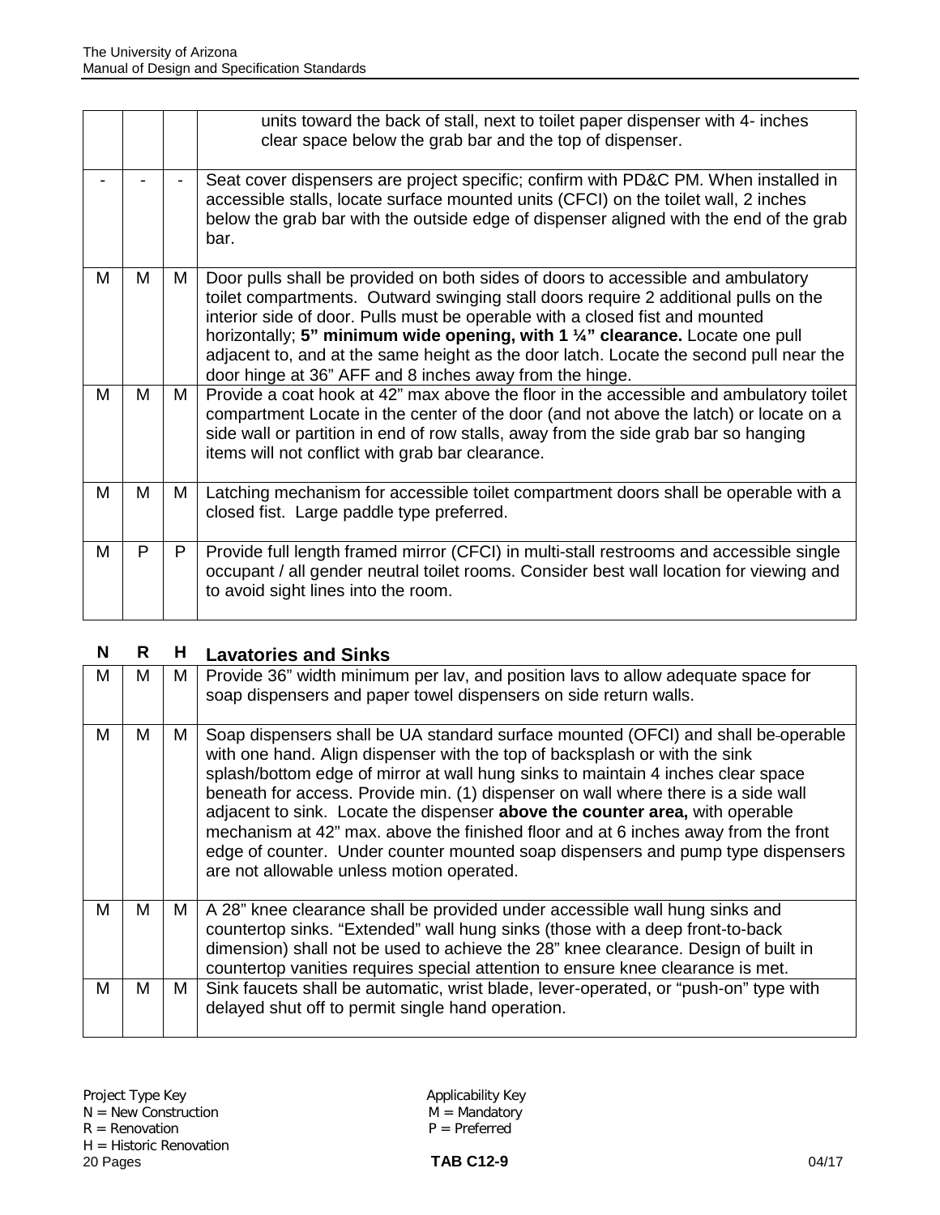| | | | |
|---|---|---|---|
| | | | units toward the back of stall, next to toilet paper dispenser with 4- inches clear space below the grab bar and the top of dispenser. |
| - | - | - | Seat cover dispensers are project specific; confirm with PD&C PM. When installed in accessible stalls, locate surface mounted units (CFCI) on the toilet wall, 2 inches below the grab bar with the outside edge of dispenser aligned with the end of the grab bar. |
| M | M | M | Door pulls shall be provided on both sides of doors to accessible and ambulatory toilet compartments. Outward swinging stall doors require 2 additional pulls on the interior side of door. Pulls must be operable with a closed fist and mounted horizontally; **5" minimum wide opening, with 1 ¼" clearance.** Locate one pull adjacent to, and at the same height as the door latch. Locate the second pull near the door hinge at 36" AFF and 8 inches away from the hinge. |
| M | M | M | Provide a coat hook at 42" max above the floor in the accessible and ambulatory toilet compartment Locate in the center of the door (and not above the latch) or locate on a side wall or partition in end of row stalls, away from the side grab bar so hanging items will not conflict with grab bar clearance. |
| M | M | M | Latching mechanism for accessible toilet compartment doors shall be operable with a closed fist. Large paddle type preferred. |
| M | P | P | Provide full length framed mirror (CFCI) in multi-stall restrooms and accessible single occupant / all gender neutral toilet rooms. Consider best wall location for viewing and to avoid sight lines into the room. |

| N | R | H | Lavatories and Sinks |
|---|---|---|---|
| M | M | M | Provide 36" width minimum per lav, and position lavs to allow adequate space for soap dispensers and paper towel dispensers on side return walls. |
| M | M | M | Soap dispensers shall be UA standard surface mounted (OFCI) and shall be operable with one hand. Align dispenser with the top of backsplash or with the sink splash/bottom edge of mirror at wall hung sinks to maintain 4 inches clear space beneath for access. Provide min. (1) dispenser on wall where there is a side wall adjacent to sink. Locate the dispenser **above the counter area,** with operable mechanism at 42" max. above the finished floor and at 6 inches away from the front edge of counter. Under counter mounted soap dispensers and pump type dispensers are not allowable unless motion operated. |
| M | M | M | A 28" knee clearance shall be provided under accessible wall hung sinks and countertop sinks. "Extended" wall hung sinks (those with a deep front-to-back dimension) shall not be used to achieve the 28" knee clearance. Design of built in countertop vanities requires special attention to ensure knee clearance is met. |
| M | M | M | Sink faucets shall be automatic, wrist blade, lever-operated, or "push-on" type with delayed shut off to permit single hand operation. |

Project Type Key
N = New Construction
R = Renovation
H = Historic Renovation

Applicability Key
M = Mandatory
P = Preferred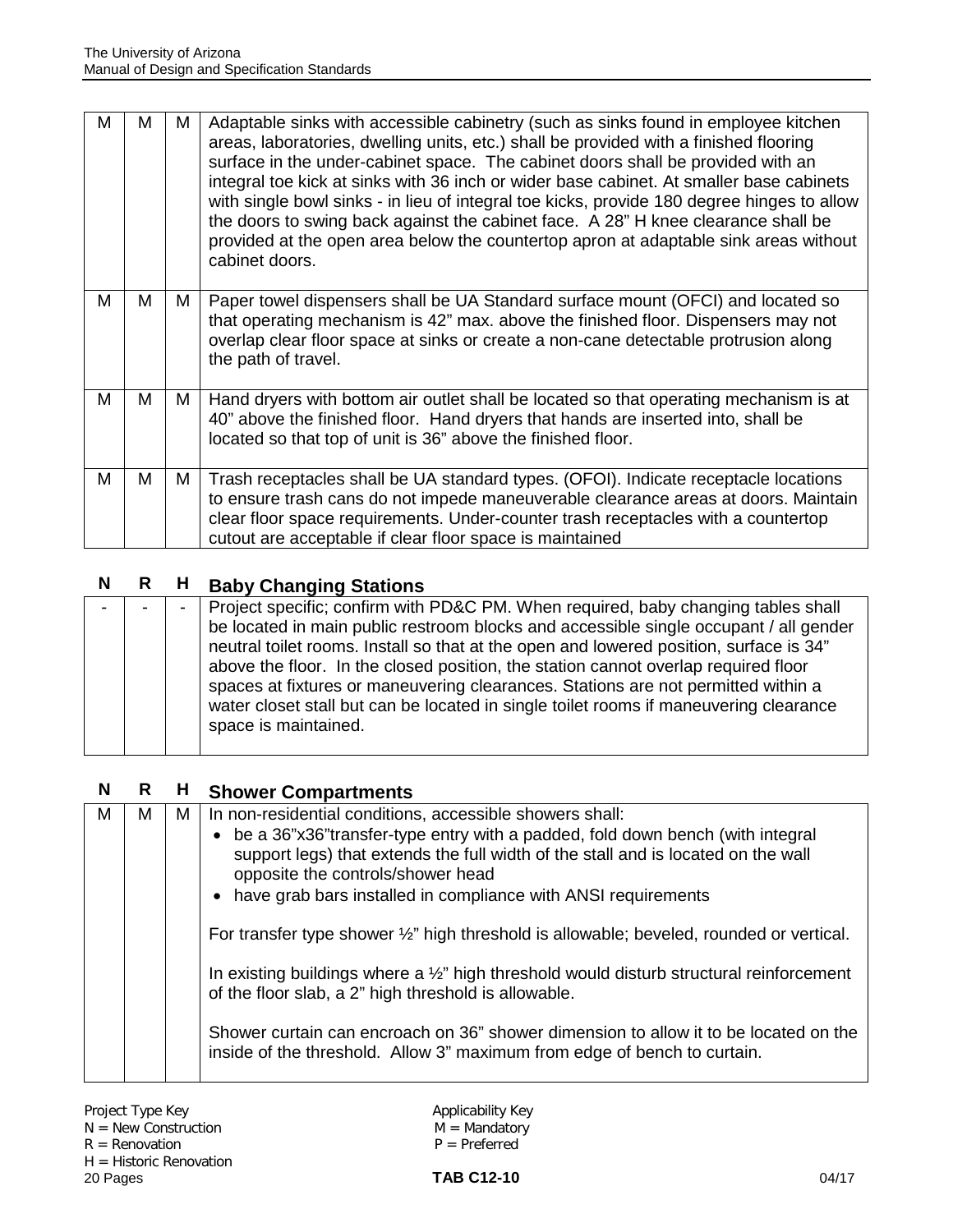| | | | |
|---|---|---|---|
| M | M | M | Adaptable sinks with accessible cabinetry (such as sinks found in employee kitchen areas, laboratories, dwelling units, etc.) shall be provided with a finished flooring surface in the under-cabinet space. The cabinet doors shall be provided with an integral toe kick at sinks with 36 inch or wider base cabinet. At smaller base cabinets with single bowl sinks - in lieu of integral toe kicks, provide 180 degree hinges to allow the doors to swing back against the cabinet face. A 28" H knee clearance shall be provided at the open area below the countertop apron at adaptable sink areas without cabinet doors. |
| M | M | M | Paper towel dispensers shall be UA Standard surface mount (OFCI) and located so that operating mechanism is 42" max. above the finished floor. Dispensers may not overlap clear floor space at sinks or create a non-cane detectable protrusion along the path of travel. |
| M | M | M | Hand dryers with bottom air outlet shall be located so that operating mechanism is at 40" above the finished floor. Hand dryers that hands are inserted into, shall be located so that top of unit is 36" above the finished floor. |
| M | M | M | Trash receptacles shall be UA standard types. (OFOI). Indicate receptacle locations to ensure trash cans do not impede maneuverable clearance areas at doors. Maintain clear floor space requirements. Under-counter trash receptacles with a countertop cutout are acceptable if clear floor space is maintained |

| N | R | H | Baby Changing Stations |
|---|---|---|---|
| - | - | - | Project specific; confirm with PD&C PM. When required, baby changing tables shall be located in main public restroom blocks and accessible single occupant / all gender neutral toilet rooms. Install so that at the open and lowered position, surface is 34" above the floor. In the closed position, the station cannot overlap required floor spaces at fixtures or maneuvering clearances. Stations are not permitted within a water closet stall but can be located in single toilet rooms if maneuvering clearance space is maintained. |

| N | R | H | Shower Compartments |
|---|---|---|---|
| M | M | M | In non-residential conditions, accessible showers shall:<br>• be a 36"x36"transfer-type entry with a padded, fold down bench (with integral support legs) that extends the full width of the stall and is located on the wall opposite the controls/shower head<br>• have grab bars installed in compliance with ANSI requirements<br><br>For transfer type shower ½" high threshold is allowable; beveled, rounded or vertical.<br><br>In existing buildings where a ½" high threshold would disturb structural reinforcement of the floor slab, a 2" high threshold is allowable.<br><br>Shower curtain can encroach on 36" shower dimension to allow it to be located on the inside of the threshold. Allow 3" maximum from edge of bench to curtain. |

Project Type Key
N = New Construction
R = Renovation
H = Historic Renovation

Applicability Key
M = Mandatory
P = Preferred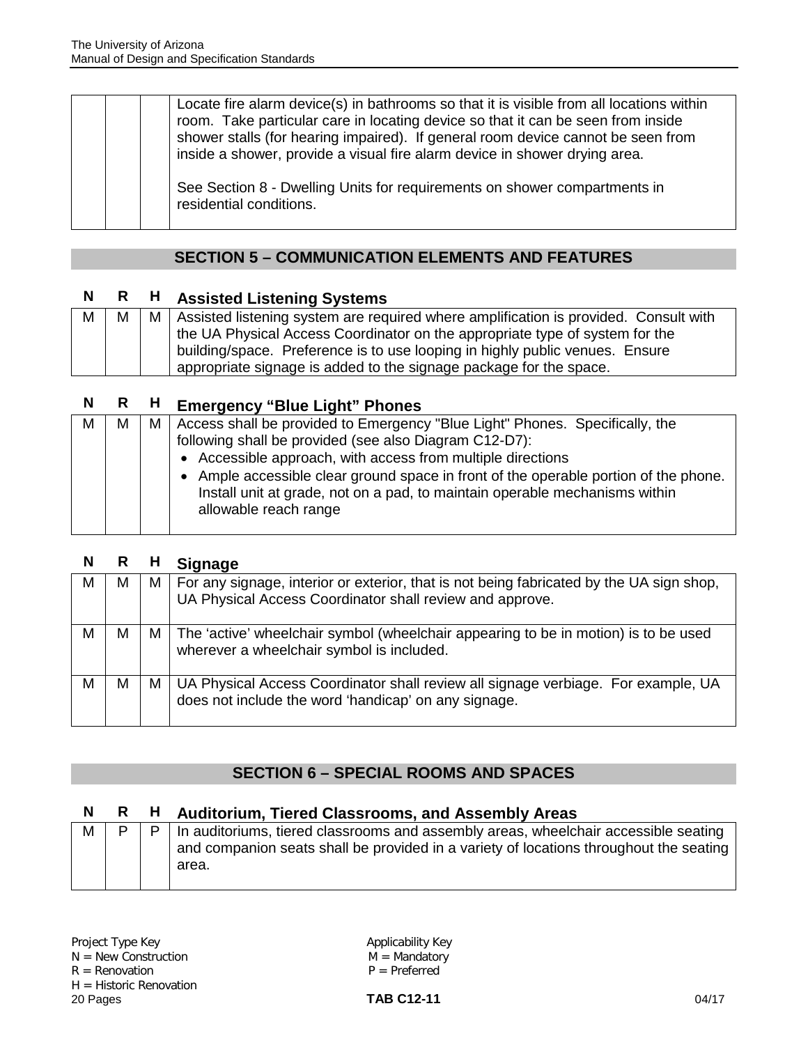| | | | |
|---|---|---|---|
| | | | Locate fire alarm device(s) in bathrooms so that it is visible from all locations within room. Take particular care in locating device so that it can be seen from inside shower stalls (for hearing impaired). If general room device cannot be seen from inside a shower, provide a visual fire alarm device in shower drying area.<br><br>See Section 8 - Dwelling Units for requirements on shower compartments in residential conditions. |

## SECTION 5 – COMMUNICATION ELEMENTS AND FEATURES

| N | R | H | Assisted Listening Systems |
|---|---|---|---|
| M | M | M | Assisted listening system are required where amplification is provided. Consult with the UA Physical Access Coordinator on the appropriate type of system for the building/space. Preference is to use looping in highly public venues. Ensure appropriate signage is added to the signage package for the space. |

| N | R | H | Emergency "Blue Light" Phones |
|---|---|---|---|
| M | M | M | Access shall be provided to Emergency "Blue Light" Phones. Specifically, the following shall be provided (see also Diagram C12-D7):<br>• Accessible approach, with access from multiple directions<br>• Ample accessible clear ground space in front of the operable portion of the phone. Install unit at grade, not on a pad, to maintain operable mechanisms within allowable reach range |

| N | R | H | Signage |
|---|---|---|---|
| M | M | M | For any signage, interior or exterior, that is not being fabricated by the UA sign shop, UA Physical Access Coordinator shall review and approve. |
| M | M | M | The 'active' wheelchair symbol (wheelchair appearing to be in motion) is to be used wherever a wheelchair symbol is included. |
| M | M | M | UA Physical Access Coordinator shall review all signage verbiage. For example, UA does not include the word 'handicap' on any signage. |

## SECTION 6 – SPECIAL ROOMS AND SPACES

| N | R | H | Auditorium, Tiered Classrooms, and Assembly Areas |
|---|---|---|---|
| M | P | P | In auditoriums, tiered classrooms and assembly areas, wheelchair accessible seating and companion seats shall be provided in a variety of locations throughout the seating area. |

Project Type Key
N = New Construction
R = Renovation
H = Historic Renovation

Applicability Key
M = Mandatory
P = Preferred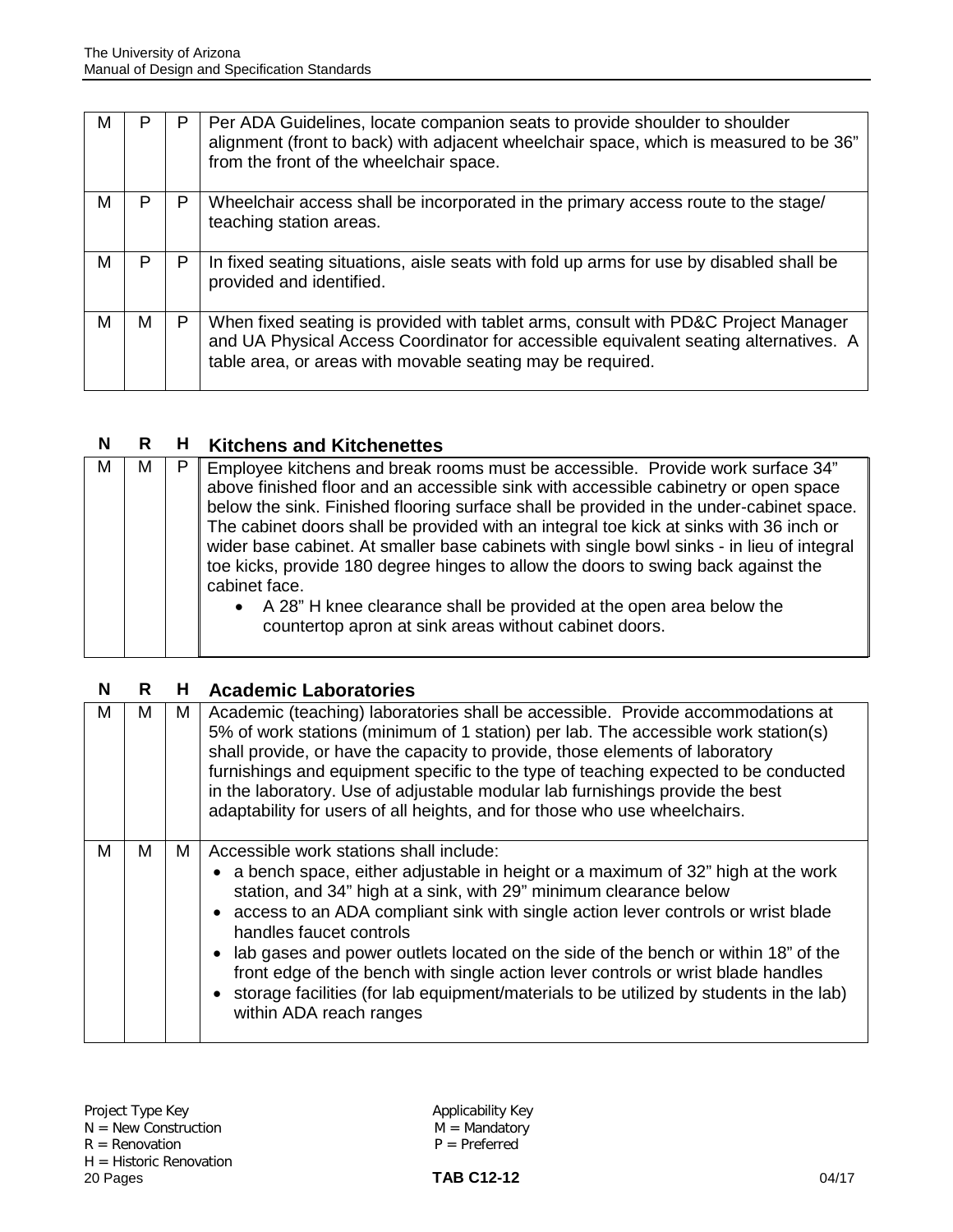| | | | |
|---|---|---|---|
| M | P | P | Per ADA Guidelines, locate companion seats to provide shoulder to shoulder alignment (front to back) with adjacent wheelchair space, which is measured to be 36" from the front of the wheelchair space. |
| M | P | P | Wheelchair access shall be incorporated in the primary access route to the stage/ teaching station areas. |
| M | P | P | In fixed seating situations, aisle seats with fold up arms for use by disabled shall be provided and identified. |
| M | M | P | When fixed seating is provided with tablet arms, consult with PD&C Project Manager and UA Physical Access Coordinator for accessible equivalent seating alternatives. A table area, or areas with movable seating may be required. |

| N | R | H | Kitchens and Kitchenettes |
|---|---|---|---|
| M | M | P | Employee kitchens and break rooms must be accessible. Provide work surface 34" above finished floor and an accessible sink with accessible cabinetry or open space below the sink. Finished flooring surface shall be provided in the under-cabinet space. The cabinet doors shall be provided with an integral toe kick at sinks with 36 inch or wider base cabinet. At smaller base cabinets with single bowl sinks - in lieu of integral toe kicks, provide 180 degree hinges to allow the doors to swing back against the cabinet face.<br>• A 28" H knee clearance shall be provided at the open area below the countertop apron at sink areas without cabinet doors. |

| N | R | H | Academic Laboratories |
|---|---|---|---|
| M | M | M | Academic (teaching) laboratories shall be accessible. Provide accommodations at 5% of work stations (minimum of 1 station) per lab. The accessible work station(s) shall provide, or have the capacity to provide, those elements of laboratory furnishings and equipment specific to the type of teaching expected to be conducted in the laboratory. Use of adjustable modular lab furnishings provide the best adaptability for users of all heights, and for those who use wheelchairs. |
| M | M | M | Accessible work stations shall include:<br>• a bench space, either adjustable in height or a maximum of 32" high at the work station, and 34" high at a sink, with 29" minimum clearance below<br>• access to an ADA compliant sink with single action lever controls or wrist blade handles faucet controls<br>• lab gases and power outlets located on the side of the bench or within 18" of the front edge of the bench with single action lever controls or wrist blade handles<br>• storage facilities (for lab equipment/materials to be utilized by students in the lab) within ADA reach ranges |

Project Type Key
N = New Construction
R = Renovation
H = Historic Renovation

Applicability Key
M = Mandatory
P = Preferred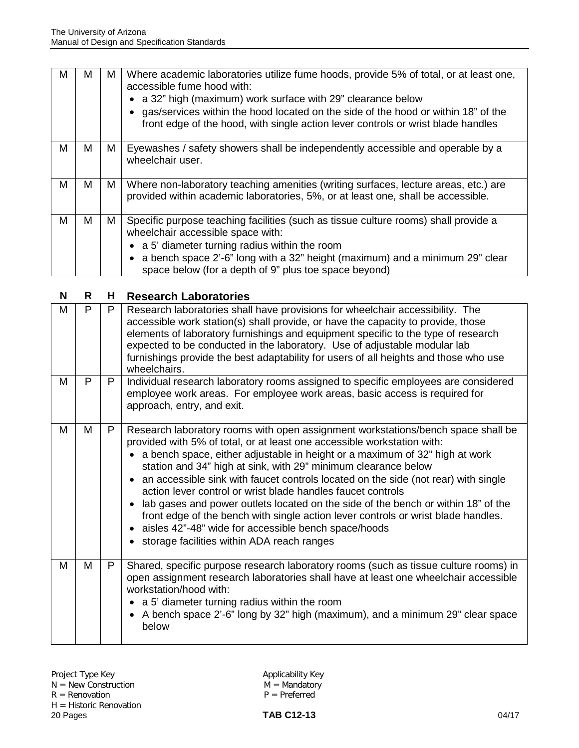| | | | |
|---|---|---|---|
| M | M | M | Where academic laboratories utilize fume hoods, provide 5% of total, or at least one, accessible fume hood with:<br>• a 32" high (maximum) work surface with 29" clearance below<br>• gas/services within the hood located on the side of the hood or within 18" of the front edge of the hood, with single action lever controls or wrist blade handles |
| M | M | M | Eyewashes / safety showers shall be independently accessible and operable by a wheelchair user. |
| M | M | M | Where non-laboratory teaching amenities (writing surfaces, lecture areas, etc.) are provided within academic laboratories, 5%, or at least one, shall be accessible. |
| M | M | M | Specific purpose teaching facilities (such as tissue culture rooms) shall provide a wheelchair accessible space with:<br>• a 5' diameter turning radius within the room<br>• a bench space 2'-6" long with a 32" height (maximum) and a minimum 29" clear space below (for a depth of 9" plus toe space beyond) |

| N | R | H | Research Laboratories |
|---|---|---|---|
| M | P | P | Research laboratories shall have provisions for wheelchair accessibility. The accessible work station(s) shall provide, or have the capacity to provide, those elements of laboratory furnishings and equipment specific to the type of research expected to be conducted in the laboratory. Use of adjustable modular lab furnishings provide the best adaptability for users of all heights and those who use wheelchairs. |
| M | P | P | Individual research laboratory rooms assigned to specific employees are considered employee work areas. For employee work areas, basic access is required for approach, entry, and exit. |
| M | M | P | Research laboratory rooms with open assignment workstations/bench space shall be provided with 5% of total, or at least one accessible workstation with:<br>• a bench space, either adjustable in height or a maximum of 32" high at work station and 34" high at sink, with 29" minimum clearance below<br>• an accessible sink with faucet controls located on the side (not rear) with single action lever control or wrist blade handles faucet controls<br>• lab gases and power outlets located on the side of the bench or within 18" of the front edge of the bench with single action lever controls or wrist blade handles.<br>• aisles 42"-48" wide for accessible bench space/hoods<br>• storage facilities within ADA reach ranges |
| M | M | P | Shared, specific purpose research laboratory rooms (such as tissue culture rooms) in open assignment research laboratories shall have at least one wheelchair accessible workstation/hood with:<br>• a 5' diameter turning radius within the room<br>• A bench space 2'-6" long by 32" high (maximum), and a minimum 29" clear space below |

Project Type Key
N = New Construction
R = Renovation
H = Historic Renovation

Applicability Key
M = Mandatory
P = Preferred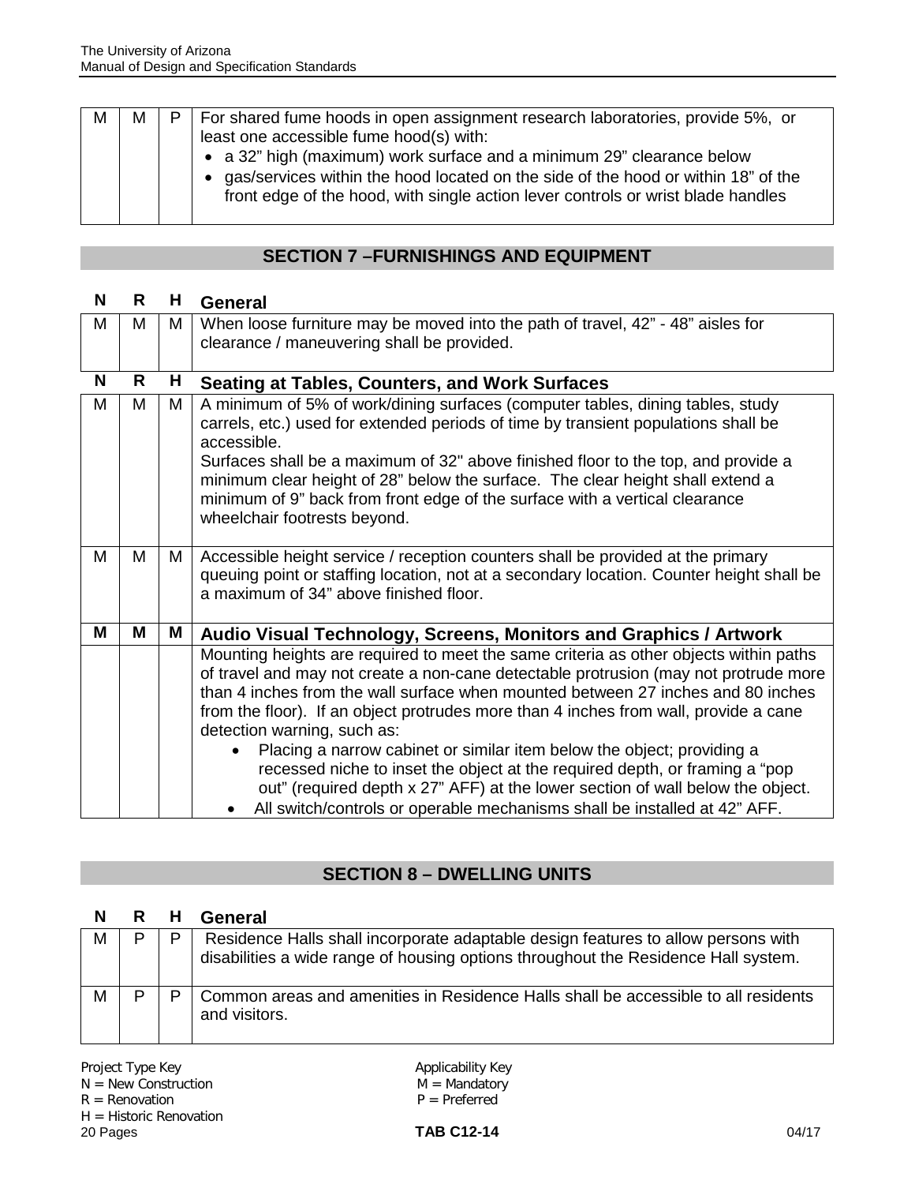| N | R | H | |
|---|---|---|---|
| M | M | P | For shared fume hoods in open assignment research laboratories, provide 5%, or least one accessible fume hood(s) with: <br>• a 32" high (maximum) work surface and a minimum 29" clearance below <br>• gas/services within the hood located on the side of the hood or within 18" of the front edge of the hood, with single action lever controls or wrist blade handles |

## SECTION 7 –FURNISHINGS AND EQUIPMENT

| N | R | H | General |
|---|---|---|---|
| M | M | M | When loose furniture may be moved into the path of travel, 42" - 48" aisles for clearance / maneuvering shall be provided. |
| **N** | **R** | **H** | **Seating at Tables, Counters, and Work Surfaces** |
| M | M | M | A minimum of 5% of work/dining surfaces (computer tables, dining tables, study carrels, etc.) used for extended periods of time by transient populations shall be accessible.<br>Surfaces shall be a maximum of 32" above finished floor to the top, and provide a minimum clear height of 28" below the surface. The clear height shall extend a minimum of 9" back from front edge of the surface with a vertical clearance wheelchair footrests beyond. |
| M | M | M | Accessible height service / reception counters shall be provided at the primary queuing point or staffing location, not at a secondary location. Counter height shall be a maximum of 34" above finished floor. |
| **M** | **M** | **M** | **Audio Visual Technology, Screens, Monitors and Graphics / Artwork** |
| | | | Mounting heights are required to meet the same criteria as other objects within paths of travel and may not create a non-cane detectable protrusion (may not protrude more than 4 inches from the wall surface when mounted between 27 inches and 80 inches from the floor). If an object protrudes more than 4 inches from wall, provide a cane detection warning, such as: <br>• Placing a narrow cabinet or similar item below the object; providing a recessed niche to inset the object at the required depth, or framing a "pop out" (required depth x 27" AFF) at the lower section of wall below the object. <br>• All switch/controls or operable mechanisms shall be installed at 42" AFF. |

## SECTION 8 – DWELLING UNITS

| N | R | H | General |
|---|---|---|---|
| M | P | P | Residence Halls shall incorporate adaptable design features to allow persons with disabilities a wide range of housing options throughout the Residence Hall system. |
| M | P | P | Common areas and amenities in Residence Halls shall be accessible to all residents and visitors. |

Project Type Key
N = New Construction
R = Renovation
H = Historic Renovation

Applicability Key
M = Mandatory
P = Preferred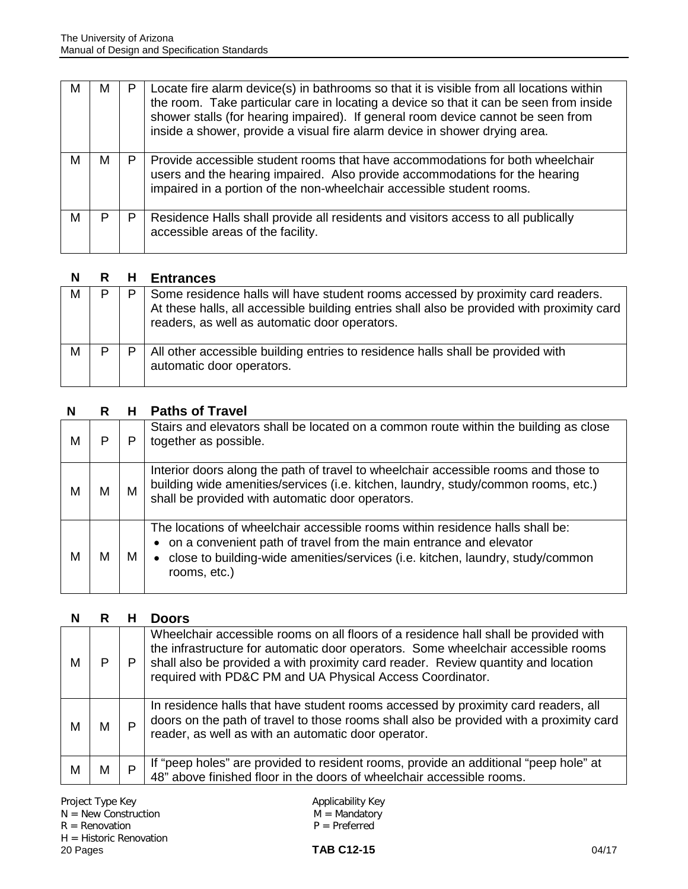| | | | |
|---|---|---|---|
| M | M | P | Locate fire alarm device(s) in bathrooms so that it is visible from all locations within the room. Take particular care in locating a device so that it can be seen from inside shower stalls (for hearing impaired). If general room device cannot be seen from inside a shower, provide a visual fire alarm device in shower drying area. |
| M | M | P | Provide accessible student rooms that have accommodations for both wheelchair users and the hearing impaired. Also provide accommodations for the hearing impaired in a portion of the non-wheelchair accessible student rooms. |
| M | P | P | Residence Halls shall provide all residents and visitors access to all publically accessible areas of the facility. |

| N | R | H | Entrances |
|---|---|---|---|
| M | P | P | Some residence halls will have student rooms accessed by proximity card readers. At these halls, all accessible building entries shall also be provided with proximity card readers, as well as automatic door operators. |
| M | P | P | All other accessible building entries to residence halls shall be provided with automatic door operators. |

| N | R | H | Paths of Travel |
|---|---|---|---|
| M | P | P | Stairs and elevators shall be located on a common route within the building as close together as possible. |
| M | M | M | Interior doors along the path of travel to wheelchair accessible rooms and those to building wide amenities/services (i.e. kitchen, laundry, study/common rooms, etc.) shall be provided with automatic door operators. |
| M | M | M | The locations of wheelchair accessible rooms within residence halls shall be:<br>• on a convenient path of travel from the main entrance and elevator<br>• close to building-wide amenities/services (i.e. kitchen, laundry, study/common rooms, etc.) |

| N | R | H | Doors |
|---|---|---|---|
| M | P | P | Wheelchair accessible rooms on all floors of a residence hall shall be provided with the infrastructure for automatic door operators. Some wheelchair accessible rooms shall also be provided a with proximity card reader. Review quantity and location required with PD&C PM and UA Physical Access Coordinator. |
| M | M | P | In residence halls that have student rooms accessed by proximity card readers, all doors on the path of travel to those rooms shall also be provided with a proximity card reader, as well as with an automatic door operator. |
| M | M | P | If "peep holes" are provided to resident rooms, provide an additional "peep hole" at 48" above finished floor in the doors of wheelchair accessible rooms. |

Project Type Key
N = New Construction
R = Renovation
H = Historic Renovation

Applicability Key
M = Mandatory
P = Preferred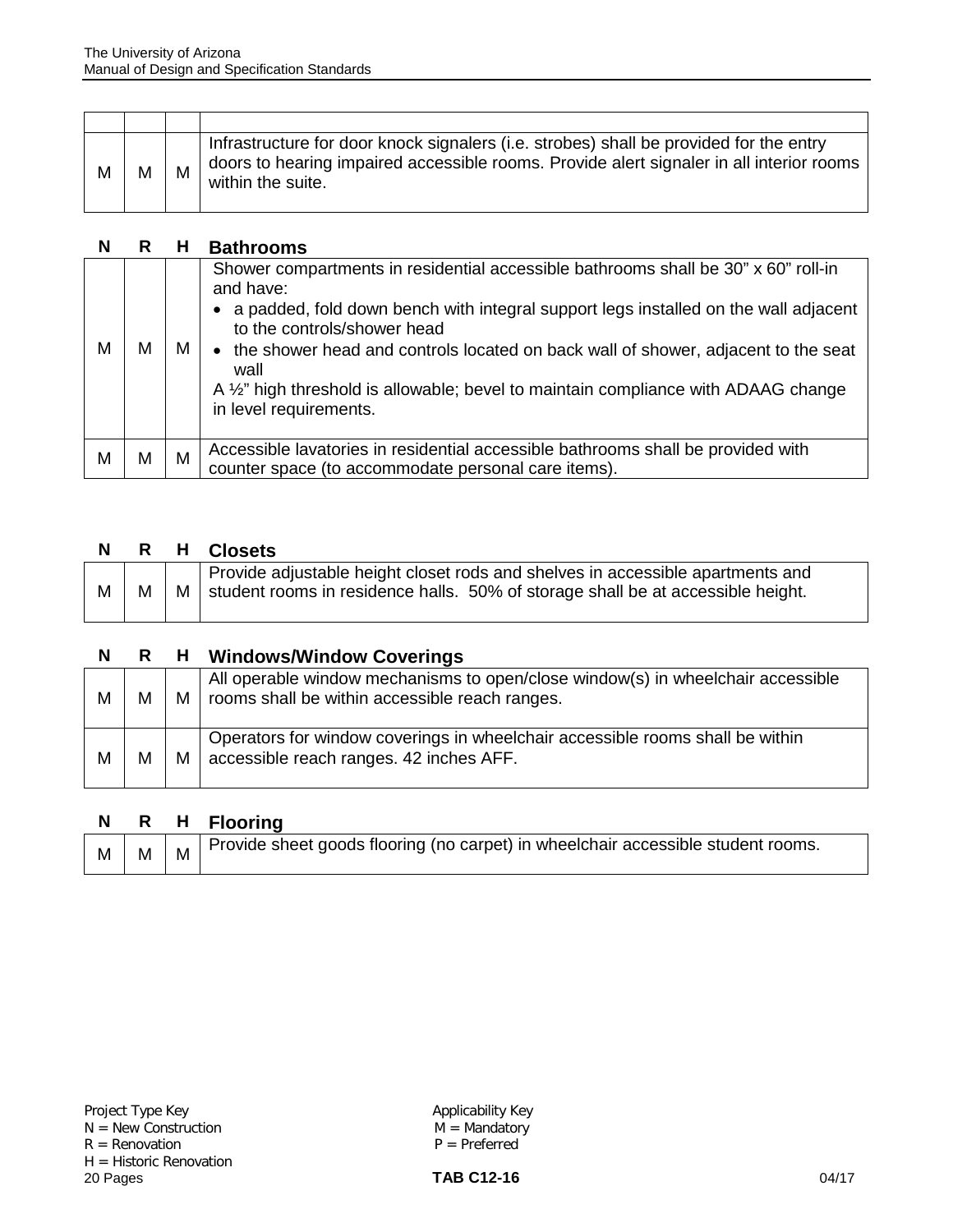| | | | |
|---|---|---|---|
| M | M | M | Infrastructure for door knock signalers (i.e. strobes) shall be provided for the entry doors to hearing impaired accessible rooms. Provide alert signaler in all interior rooms within the suite. |

| N | R | H | Bathrooms |
|---|---|---|---|
| M | M | M | Shower compartments in residential accessible bathrooms shall be 30" x 60" roll-in and have: <br>• a padded, fold down bench with integral support legs installed on the wall adjacent to the controls/shower head <br>• the shower head and controls located on back wall of shower, adjacent to the seat wall <br>A ½" high threshold is allowable; bevel to maintain compliance with ADAAG change in level requirements. |
| M | M | M | Accessible lavatories in residential accessible bathrooms shall be provided with counter space (to accommodate personal care items). |

| N | R | H | Closets |
|---|---|---|---|
| M | M | M | Provide adjustable height closet rods and shelves in accessible apartments and student rooms in residence halls. 50% of storage shall be at accessible height. |

| N | R | H | Windows/Window Coverings |
|---|---|---|---|
| M | M | M | All operable window mechanisms to open/close window(s) in wheelchair accessible rooms shall be within accessible reach ranges. |
| M | M | M | Operators for window coverings in wheelchair accessible rooms shall be within accessible reach ranges. 42 inches AFF. |

| N | R | H | Flooring |
|---|---|---|---|
| M | M | M | Provide sheet goods flooring (no carpet) in wheelchair accessible student rooms. |

Project Type Key
N = New Construction
R = Renovation
H = Historic Renovation

Applicability Key
M = Mandatory
P = Preferred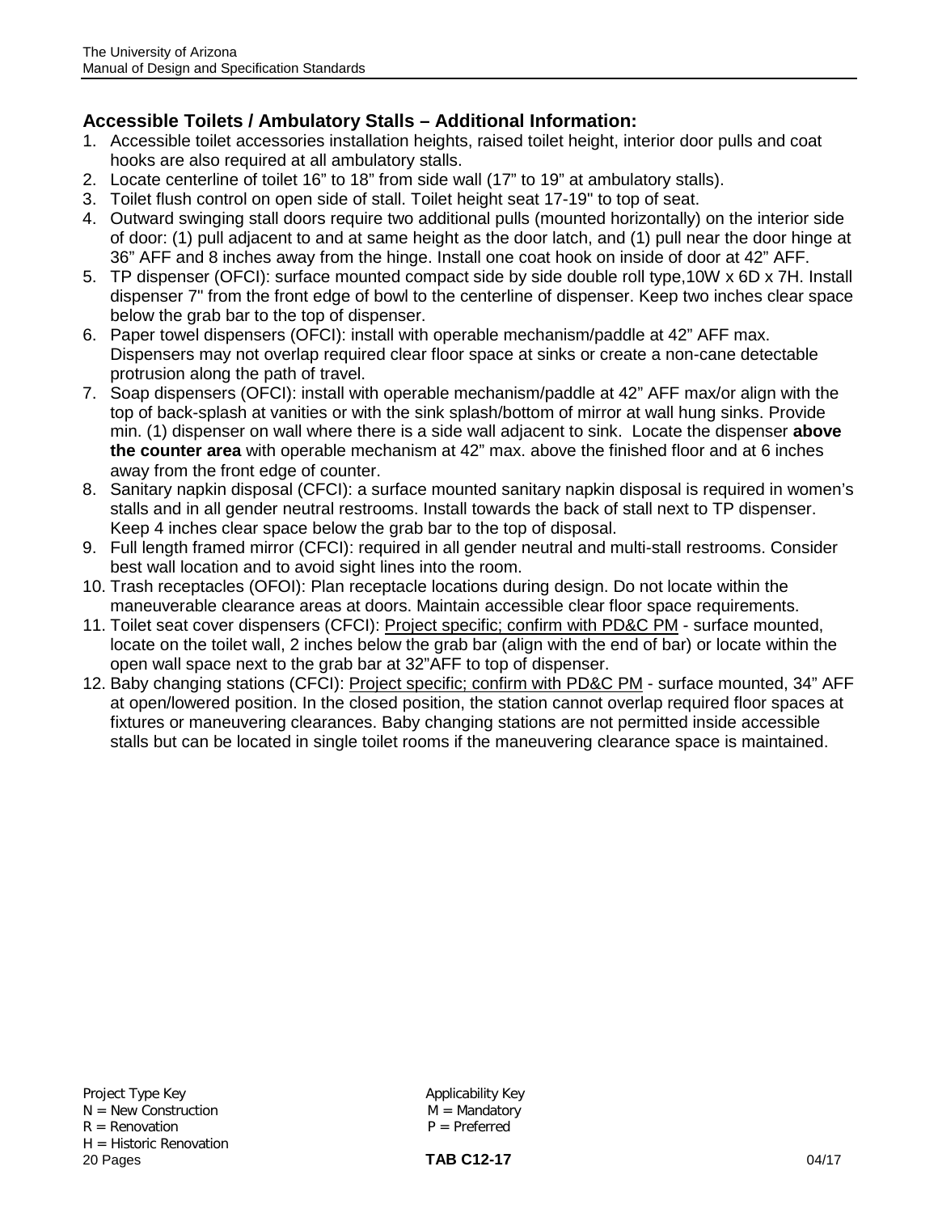## Accessible Toilets / Ambulatory Stalls – Additional Information:

1. Accessible toilet accessories installation heights, raised toilet height, interior door pulls and coat hooks are also required at all ambulatory stalls.
2. Locate centerline of toilet 16" to 18" from side wall (17" to 19" at ambulatory stalls).
3. Toilet flush control on open side of stall. Toilet height seat 17-19" to top of seat.
4. Outward swinging stall doors require two additional pulls (mounted horizontally) on the interior side of door: (1) pull adjacent to and at same height as the door latch, and (1) pull near the door hinge at 36" AFF and 8 inches away from the hinge. Install one coat hook on inside of door at 42" AFF.
5. TP dispenser (OFCI): surface mounted compact side by side double roll type,10W x 6D x 7H. Install dispenser 7" from the front edge of bowl to the centerline of dispenser. Keep two inches clear space below the grab bar to the top of dispenser.
6. Paper towel dispensers (OFCI): install with operable mechanism/paddle at 42" AFF max. Dispensers may not overlap required clear floor space at sinks or create a non-cane detectable protrusion along the path of travel.
7. Soap dispensers (OFCI): install with operable mechanism/paddle at 42" AFF max/or align with the top of back-splash at vanities or with the sink splash/bottom of mirror at wall hung sinks. Provide min. (1) dispenser on wall where there is a side wall adjacent to sink. Locate the dispenser **above the counter area** with operable mechanism at 42" max. above the finished floor and at 6 inches away from the front edge of counter.
8. Sanitary napkin disposal (CFCI): a surface mounted sanitary napkin disposal is required in women's stalls and in all gender neutral restrooms. Install towards the back of stall next to TP dispenser. Keep 4 inches clear space below the grab bar to the top of disposal.
9. Full length framed mirror (CFCI): required in all gender neutral and multi-stall restrooms. Consider best wall location and to avoid sight lines into the room.
10. Trash receptacles (OFOI): Plan receptacle locations during design. Do not locate within the maneuverable clearance areas at doors. Maintain accessible clear floor space requirements.
11. Toilet seat cover dispensers (CFCI): Project specific; confirm with PD&C PM - surface mounted, locate on the toilet wall, 2 inches below the grab bar (align with the end of bar) or locate within the open wall space next to the grab bar at 32"AFF to top of dispenser.
12. Baby changing stations (CFCI): Project specific; confirm with PD&C PM - surface mounted, 34" AFF at open/lowered position. In the closed position, the station cannot overlap required floor spaces at fixtures or maneuvering clearances. Baby changing stations are not permitted inside accessible stalls but can be located in single toilet rooms if the maneuvering clearance space is maintained.

Project Type Key
N = New Construction
R = Renovation
H = Historic Renovation

Applicability Key
M = Mandatory
P = Preferred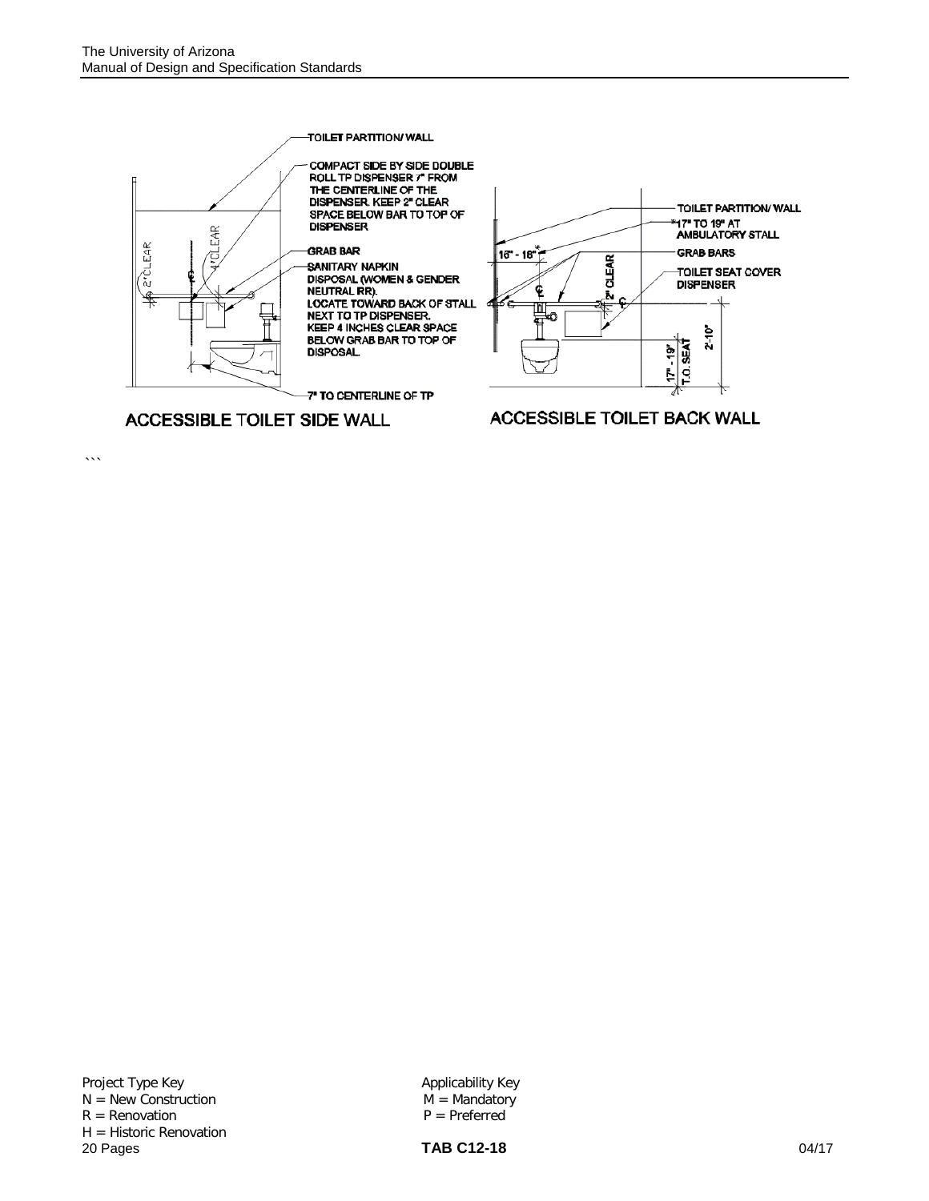TOILET PARTITION/ WALL

COMPACT SIDE BY SIDE DOUBLE ROLL TP DISPENSER 7" FROM THE CENTERLINE OF THE DISPENSER. KEEP 2" CLEAR SPACE BELOW BAR TO TOP OF DISPENSER

GRAB BAR

SANITARY NAPKIN DISPOSAL (WOMEN & GENDER NEUTRAL RR). LOCATE TOWARD BACK OF STALL NEXT TO TP DISPENSER. KEEP 4 INCHES CLEAR SPACE BELOW GRAB BAR TO TOP OF DISPOSAL.

2" CLEAR

4" CLEAR

7" TO CENTERLINE OF TP

**ACCESSIBLE TOILET SIDE WALL**

TOILET PARTITION/ WALL

*17" TO 19" AT AMBULATORY STALL

16" - 18"*

2" CLEAR

GRAB BARS

TOILET SEAT COVER DISPENSER

2'-10"

17" - 19" T.O. SEAT

**ACCESSIBLE TOILET BACK WALL**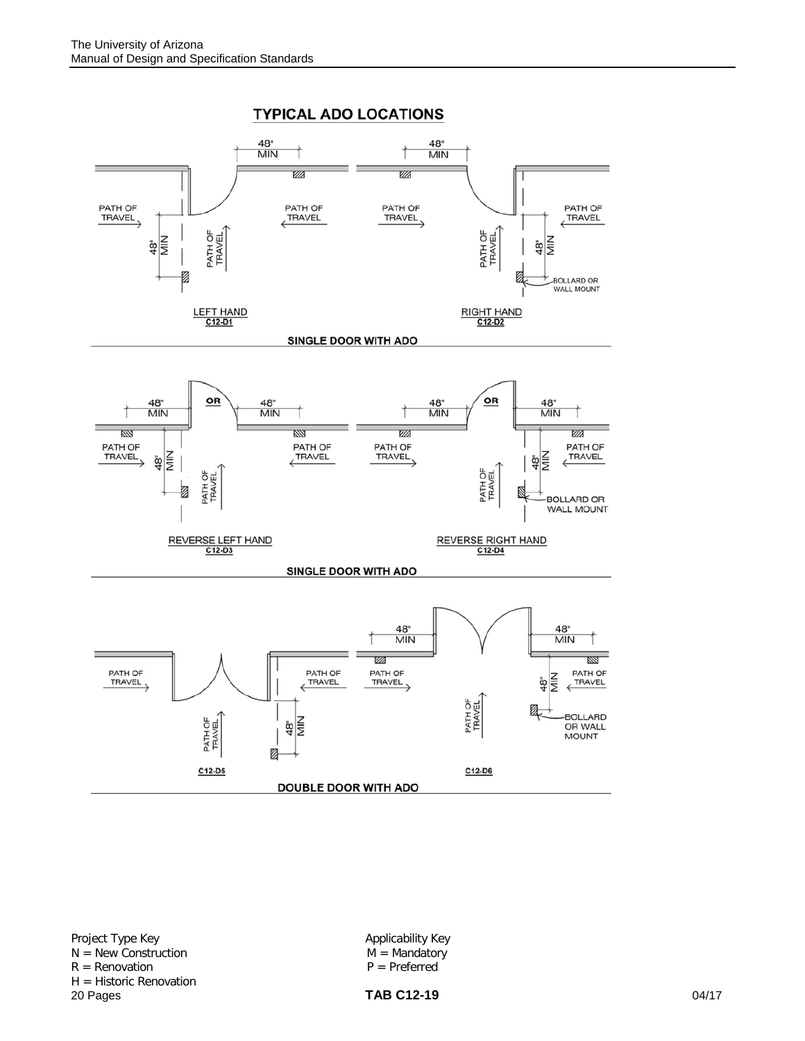# TYPICAL ADO LOCATIONS

48" MIN

48" MIN

PATH OF TRAVEL

PATH OF TRAVEL

PATH OF TRAVEL

PATH OF TRAVEL

48" MIN

PATH OF TRAVEL

PATH OF TRAVEL

48" MIN

BOLLARD OR WALL MOUNT

LEFT HAND
C12-D1

RIGHT HAND
C12-D2

**SINGLE DOOR WITH ADO**

48" MIN

OR

48" MIN

48" MIN

OR

48" MIN

PATH OF TRAVEL

PATH OF TRAVEL

PATH OF TRAVEL

PATH OF TRAVEL

48" MIN

PATH OF TRAVEL

PATH OF TRAVEL

48" MIN

BOLLARD OR WALL MOUNT

REVERSE LEFT HAND
C12-D3

REVERSE RIGHT HAND
C12-D4

**SINGLE DOOR WITH ADO**

48" MIN

48" MIN

PATH OF TRAVEL

PATH OF TRAVEL

PATH OF TRAVEL

PATH OF TRAVEL

PATH OF TRAVEL

48" MIN

PATH OF TRAVEL

48" MIN

BOLLARD OR WALL MOUNT

C12-D5

C12-D6

**DOUBLE DOOR WITH ADO**

Project Type Key
N = New Construction
R = Renovation
H = Historic Renovation

Applicability Key
M = Mandatory
P = Preferred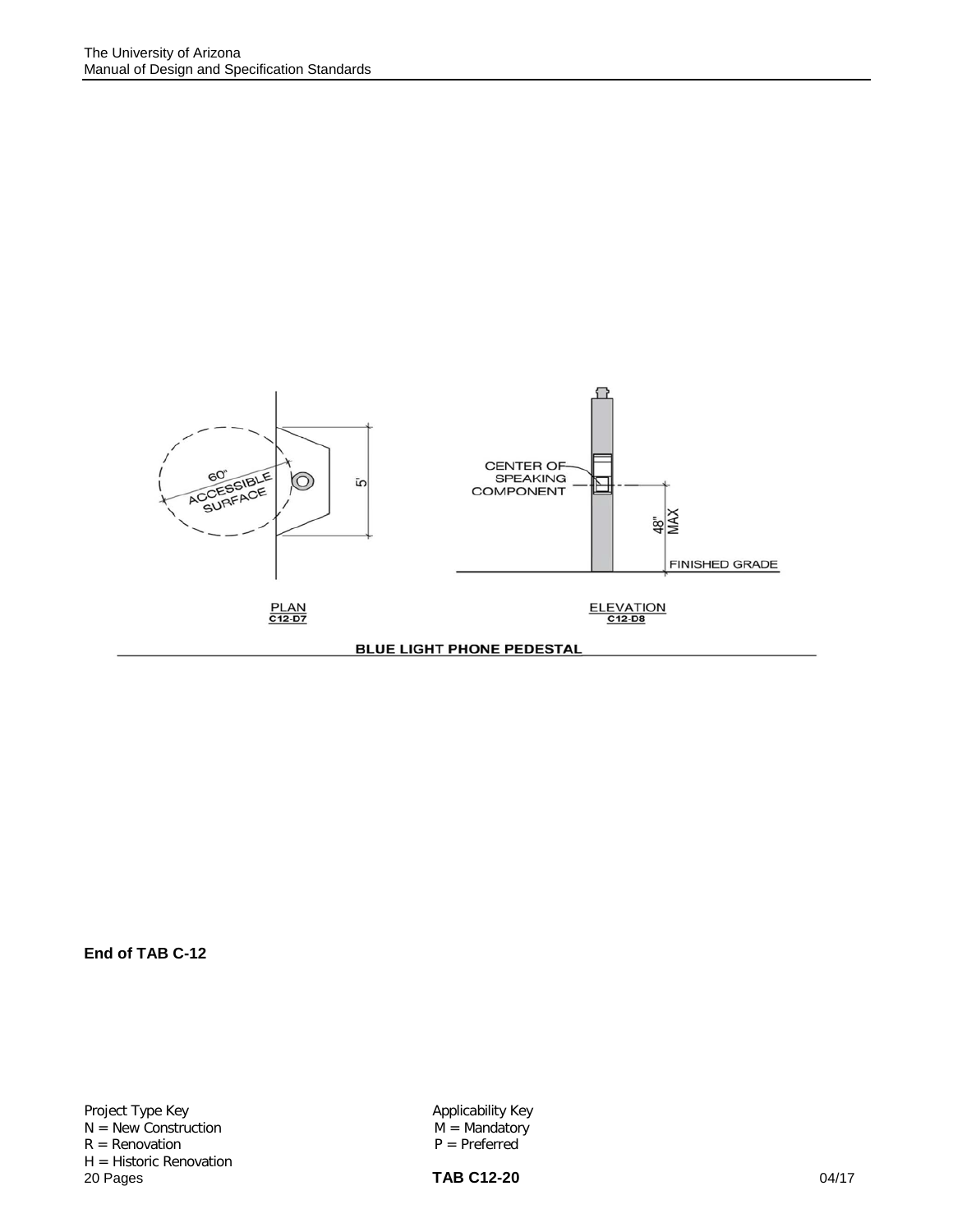60" ACCESSIBLE SURFACE

5'

CENTER OF SPEAKING COMPONENT

48" MAX

FINISHED GRADE

PLAN
C12-D7

ELEVATION
C12-D8

BLUE LIGHT PHONE PEDESTAL

**End of TAB C-12**

Project Type Key
N = New Construction
R = Renovation
H = Historic Renovation

Applicability Key
M = Mandatory
P = Preferred